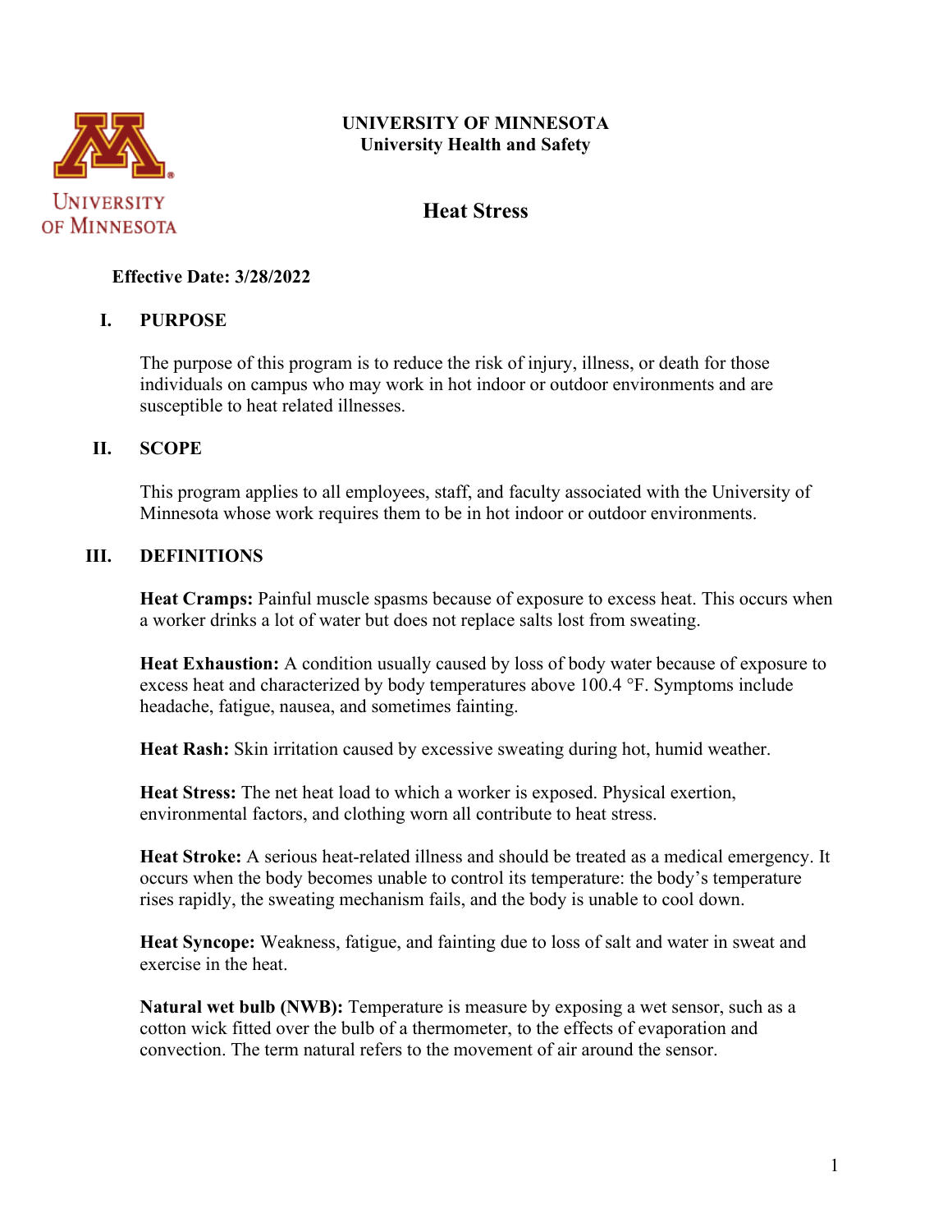**UNIVERSITY OF MINNESOTA**
**University Health and Safety**

# Heat Stress

**Effective Date: 3/28/2022**

## I. PURPOSE

The purpose of this program is to reduce the risk of injury, illness, or death for those individuals on campus who may work in hot indoor or outdoor environments and are susceptible to heat related illnesses.

## II. SCOPE

This program applies to all employees, staff, and faculty associated with the University of Minnesota whose work requires them to be in hot indoor or outdoor environments.

## III. DEFINITIONS

**Heat Cramps:** Painful muscle spasms because of exposure to excess heat. This occurs when a worker drinks a lot of water but does not replace salts lost from sweating.

**Heat Exhaustion:** A condition usually caused by loss of body water because of exposure to excess heat and characterized by body temperatures above 100.4 °F. Symptoms include headache, fatigue, nausea, and sometimes fainting.

**Heat Rash:** Skin irritation caused by excessive sweating during hot, humid weather.

**Heat Stress:** The net heat load to which a worker is exposed. Physical exertion, environmental factors, and clothing worn all contribute to heat stress.

**Heat Stroke:** A serious heat-related illness and should be treated as a medical emergency. It occurs when the body becomes unable to control its temperature: the body's temperature rises rapidly, the sweating mechanism fails, and the body is unable to cool down.

**Heat Syncope:** Weakness, fatigue, and fainting due to loss of salt and water in sweat and exercise in the heat.

**Natural wet bulb (NWB):** Temperature is measure by exposing a wet sensor, such as a cotton wick fitted over the bulb of a thermometer, to the effects of evaporation and convection. The term natural refers to the movement of air around the sensor.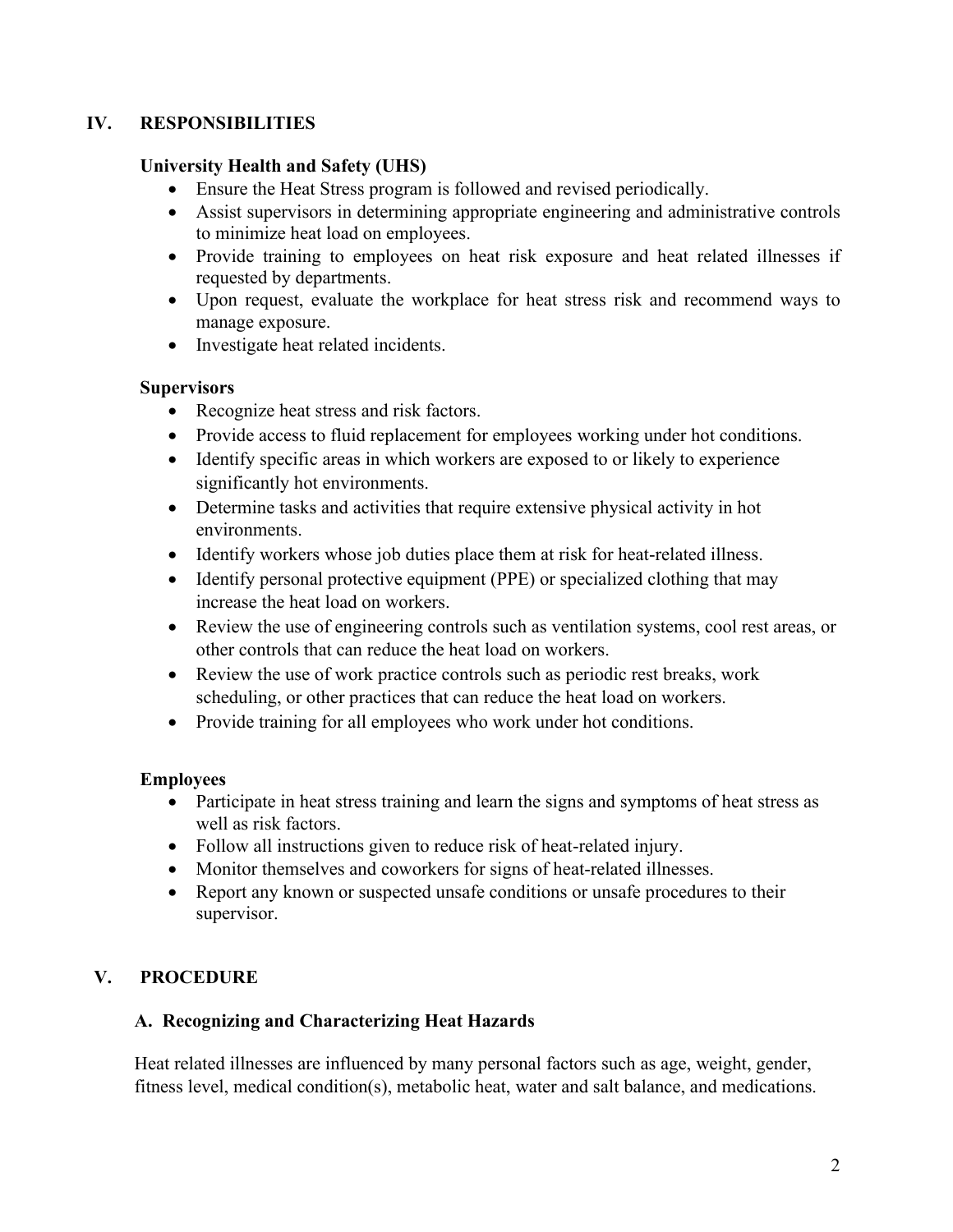## IV. RESPONSIBILITIES

### University Health and Safety (UHS)

- Ensure the Heat Stress program is followed and revised periodically.
- Assist supervisors in determining appropriate engineering and administrative controls to minimize heat load on employees.
- Provide training to employees on heat risk exposure and heat related illnesses if requested by departments.
- Upon request, evaluate the workplace for heat stress risk and recommend ways to manage exposure.
- Investigate heat related incidents.

### Supervisors

- Recognize heat stress and risk factors.
- Provide access to fluid replacement for employees working under hot conditions.
- Identify specific areas in which workers are exposed to or likely to experience significantly hot environments.
- Determine tasks and activities that require extensive physical activity in hot environments.
- Identify workers whose job duties place them at risk for heat-related illness.
- Identify personal protective equipment (PPE) or specialized clothing that may increase the heat load on workers.
- Review the use of engineering controls such as ventilation systems, cool rest areas, or other controls that can reduce the heat load on workers.
- Review the use of work practice controls such as periodic rest breaks, work scheduling, or other practices that can reduce the heat load on workers.
- Provide training for all employees who work under hot conditions.

### Employees

- Participate in heat stress training and learn the signs and symptoms of heat stress as well as risk factors.
- Follow all instructions given to reduce risk of heat-related injury.
- Monitor themselves and coworkers for signs of heat-related illnesses.
- Report any known or suspected unsafe conditions or unsafe procedures to their supervisor.

## V. PROCEDURE

### A. Recognizing and Characterizing Heat Hazards

Heat related illnesses are influenced by many personal factors such as age, weight, gender, fitness level, medical condition(s), metabolic heat, water and salt balance, and medications.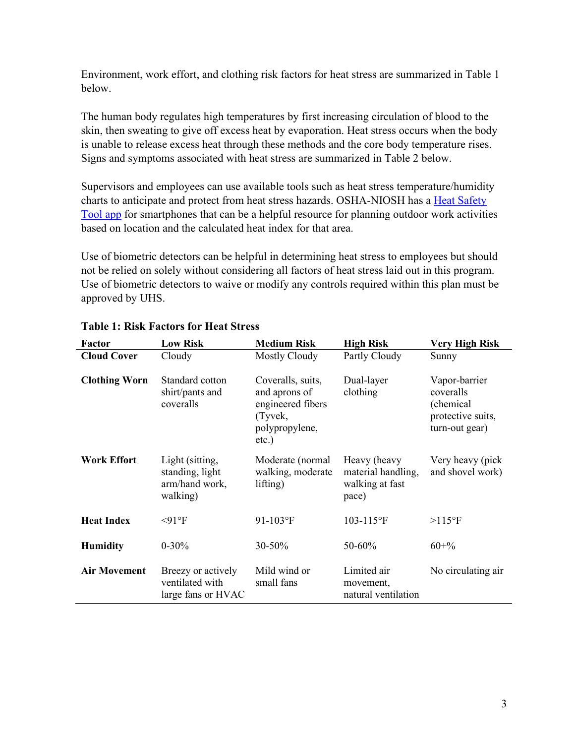Environment, work effort, and clothing risk factors for heat stress are summarized in Table 1 below.

The human body regulates high temperatures by first increasing circulation of blood to the skin, then sweating to give off excess heat by evaporation. Heat stress occurs when the body is unable to release excess heat through these methods and the core body temperature rises. Signs and symptoms associated with heat stress are summarized in Table 2 below.

Supervisors and employees can use available tools such as heat stress temperature/humidity charts to anticipate and protect from heat stress hazards. OSHA-NIOSH has a Heat Safety Tool app for smartphones that can be a helpful resource for planning outdoor work activities based on location and the calculated heat index for that area.

Use of biometric detectors can be helpful in determining heat stress to employees but should not be relied on solely without considering all factors of heat stress laid out in this program. Use of biometric detectors to waive or modify any controls required within this plan must be approved by UHS.

**Table 1: Risk Factors for Heat Stress**

| Factor | Low Risk | Medium Risk | High Risk | Very High Risk |
|---|---|---|---|---|
| **Cloud Cover** | Cloudy | Mostly Cloudy | Partly Cloudy | Sunny |
| **Clothing Worn** | Standard cotton shirt/pants and coveralls | Coveralls, suits, and aprons of engineered fibers (Tyvek, polypropylene, etc.) | Dual-layer clothing | Vapor-barrier coveralls (chemical protective suits, turn-out gear) |
| **Work Effort** | Light (sitting, standing, light arm/hand work, walking) | Moderate (normal walking, moderate lifting) | Heavy (heavy material handling, walking at fast pace) | Very heavy (pick and shovel work) |
| **Heat Index** | <91°F | 91-103°F | 103-115°F | >115°F |
| **Humidity** | 0-30% | 30-50% | 50-60% | 60+% |
| **Air Movement** | Breezy or actively ventilated with large fans or HVAC | Mild wind or small fans | Limited air movement, natural ventilation | No circulating air |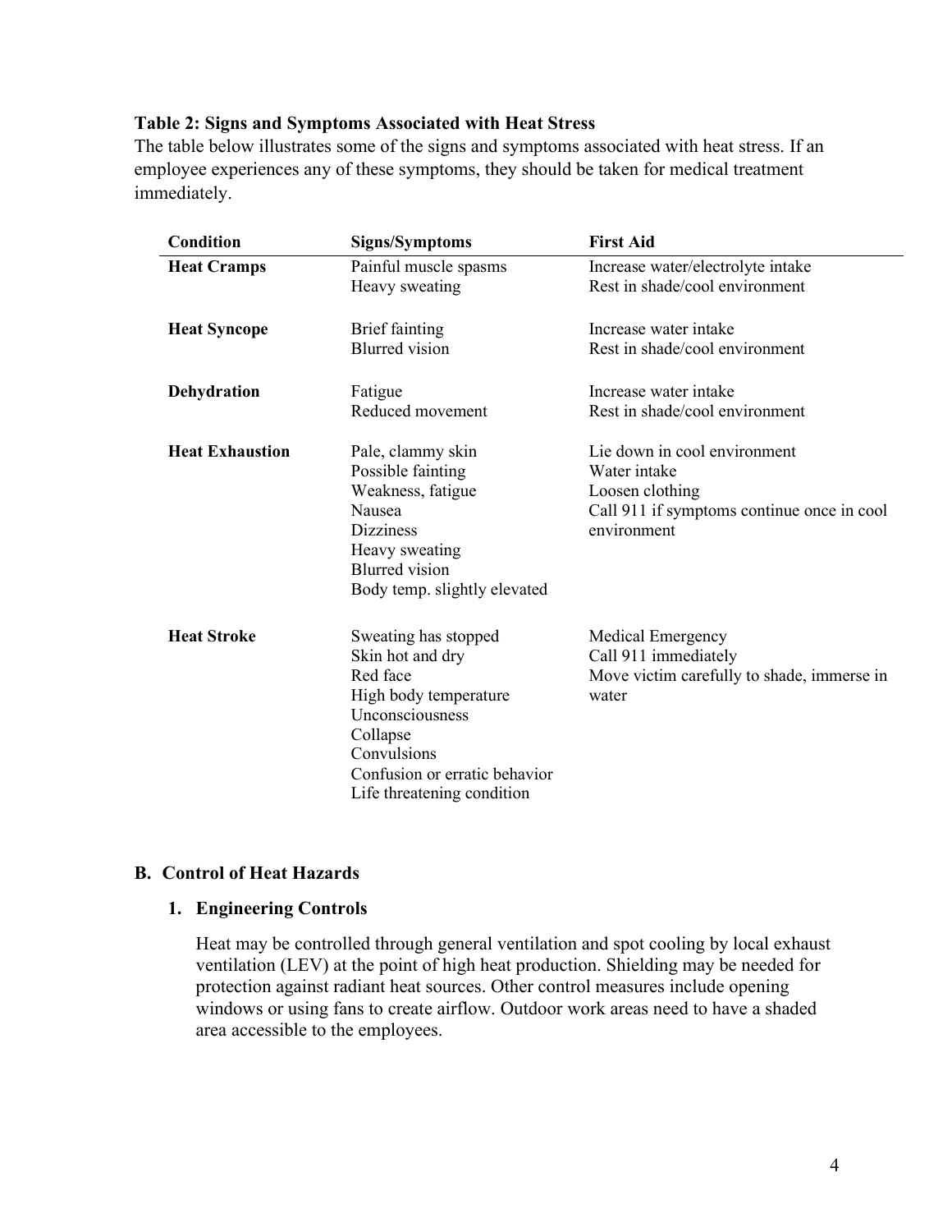**Table 2: Signs and Symptoms Associated with Heat Stress**

The table below illustrates some of the signs and symptoms associated with heat stress. If an employee experiences any of these symptoms, they should be taken for medical treatment immediately.

| Condition | Signs/Symptoms | First Aid |
|---|---|---|
| **Heat Cramps** | Painful muscle spasms<br>Heavy sweating | Increase water/electrolyte intake<br>Rest in shade/cool environment |
| **Heat Syncope** | Brief fainting<br>Blurred vision | Increase water intake<br>Rest in shade/cool environment |
| **Dehydration** | Fatigue<br>Reduced movement | Increase water intake<br>Rest in shade/cool environment |
| **Heat Exhaustion** | Pale, clammy skin<br>Possible fainting<br>Weakness, fatigue<br>Nausea<br>Dizziness<br>Heavy sweating<br>Blurred vision<br>Body temp. slightly elevated | Lie down in cool environment<br>Water intake<br>Loosen clothing<br>Call 911 if symptoms continue once in cool environment |
| **Heat Stroke** | Sweating has stopped<br>Skin hot and dry<br>Red face<br>High body temperature<br>Unconsciousness<br>Collapse<br>Convulsions<br>Confusion or erratic behavior<br>Life threatening condition | Medical Emergency<br>Call 911 immediately<br>Move victim carefully to shade, immerse in water |

## B. Control of Heat Hazards

### 1. Engineering Controls

Heat may be controlled through general ventilation and spot cooling by local exhaust ventilation (LEV) at the point of high heat production. Shielding may be needed for protection against radiant heat sources. Other control measures include opening windows or using fans to create airflow. Outdoor work areas need to have a shaded area accessible to the employees.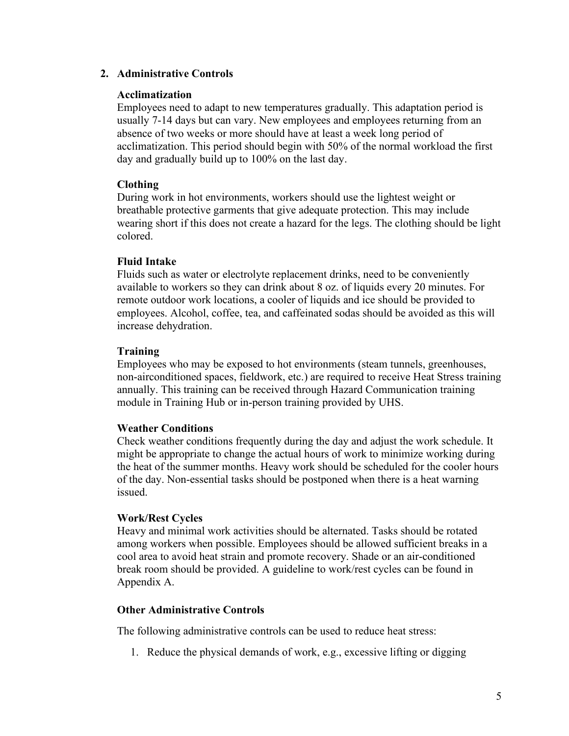## 2. Administrative Controls

### Acclimatization

Employees need to adapt to new temperatures gradually. This adaptation period is usually 7-14 days but can vary. New employees and employees returning from an absence of two weeks or more should have at least a week long period of acclimatization. This period should begin with 50% of the normal workload the first day and gradually build up to 100% on the last day.

### Clothing

During work in hot environments, workers should use the lightest weight or breathable protective garments that give adequate protection. This may include wearing short if this does not create a hazard for the legs. The clothing should be light colored.

### Fluid Intake

Fluids such as water or electrolyte replacement drinks, need to be conveniently available to workers so they can drink about 8 oz. of liquids every 20 minutes. For remote outdoor work locations, a cooler of liquids and ice should be provided to employees. Alcohol, coffee, tea, and caffeinated sodas should be avoided as this will increase dehydration.

### Training

Employees who may be exposed to hot environments (steam tunnels, greenhouses, non-airconditioned spaces, fieldwork, etc.) are required to receive Heat Stress training annually. This training can be received through Hazard Communication training module in Training Hub or in-person training provided by UHS.

### Weather Conditions

Check weather conditions frequently during the day and adjust the work schedule. It might be appropriate to change the actual hours of work to minimize working during the heat of the summer months. Heavy work should be scheduled for the cooler hours of the day. Non-essential tasks should be postponed when there is a heat warning issued.

### Work/Rest Cycles

Heavy and minimal work activities should be alternated. Tasks should be rotated among workers when possible. Employees should be allowed sufficient breaks in a cool area to avoid heat strain and promote recovery. Shade or an air-conditioned break room should be provided. A guideline to work/rest cycles can be found in Appendix A.

### Other Administrative Controls

The following administrative controls can be used to reduce heat stress:

1. Reduce the physical demands of work, e.g., excessive lifting or digging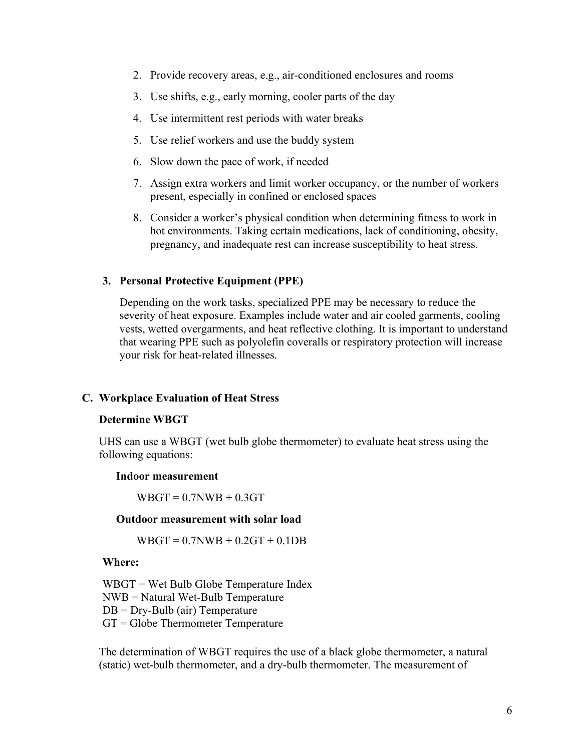2. Provide recovery areas, e.g., air-conditioned enclosures and rooms
3. Use shifts, e.g., early morning, cooler parts of the day
4. Use intermittent rest periods with water breaks
5. Use relief workers and use the buddy system
6. Slow down the pace of work, if needed
7. Assign extra workers and limit worker occupancy, or the number of workers present, especially in confined or enclosed spaces
8. Consider a worker's physical condition when determining fitness to work in hot environments. Taking certain medications, lack of conditioning, obesity, pregnancy, and inadequate rest can increase susceptibility to heat stress.

### 3. Personal Protective Equipment (PPE)

Depending on the work tasks, specialized PPE may be necessary to reduce the severity of heat exposure. Examples include water and air cooled garments, cooling vests, wetted overgarments, and heat reflective clothing. It is important to understand that wearing PPE such as polyolefin coveralls or respiratory protection will increase your risk for heat-related illnesses.

## C. Workplace Evaluation of Heat Stress

### Determine WBGT

UHS can use a WBGT (wet bulb globe thermometer) to evaluate heat stress using the following equations:

**Indoor measurement**

$$WBGT = 0.7NWB + 0.3GT$$

**Outdoor measurement with solar load**

$$WBGT = 0.7NWB + 0.2GT + 0.1DB$$

**Where:**

WBGT = Wet Bulb Globe Temperature Index
NWB = Natural Wet-Bulb Temperature
DB = Dry-Bulb (air) Temperature
GT = Globe Thermometer Temperature

The determination of WBGT requires the use of a black globe thermometer, a natural (static) wet-bulb thermometer, and a dry-bulb thermometer. The measurement of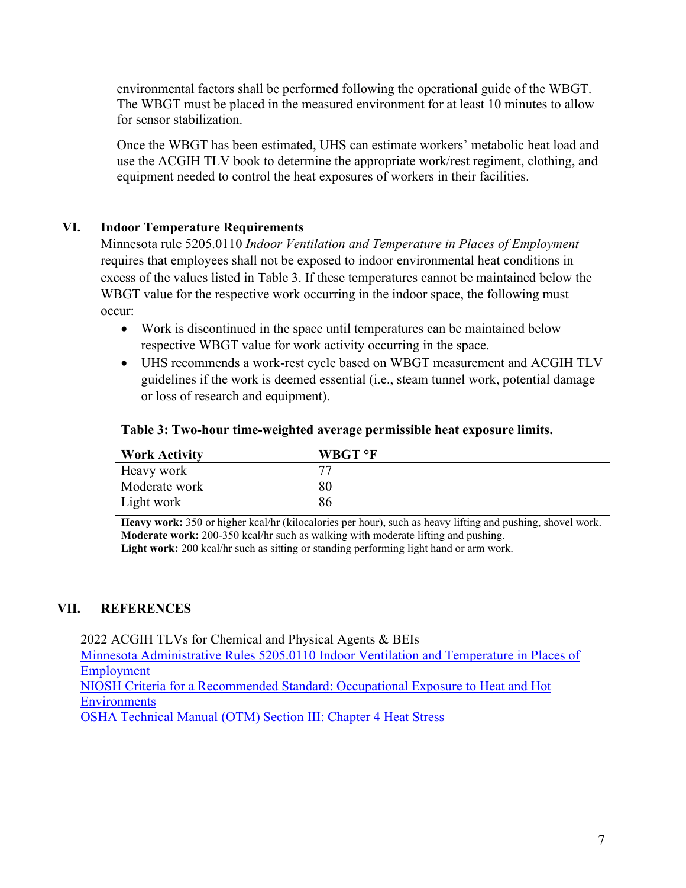environmental factors shall be performed following the operational guide of the WBGT. The WBGT must be placed in the measured environment for at least 10 minutes to allow for sensor stabilization.

Once the WBGT has been estimated, UHS can estimate workers' metabolic heat load and use the ACGIH TLV book to determine the appropriate work/rest regiment, clothing, and equipment needed to control the heat exposures of workers in their facilities.

## VI. Indoor Temperature Requirements

Minnesota rule 5205.0110 *Indoor Ventilation and Temperature in Places of Employment* requires that employees shall not be exposed to indoor environmental heat conditions in excess of the values listed in Table 3. If these temperatures cannot be maintained below the WBGT value for the respective work occurring in the indoor space, the following must occur:

- Work is discontinued in the space until temperatures can be maintained below respective WBGT value for work activity occurring in the space.
- UHS recommends a work-rest cycle based on WBGT measurement and ACGIH TLV guidelines if the work is deemed essential (i.e., steam tunnel work, potential damage or loss of research and equipment).

**Table 3: Two-hour time-weighted average permissible heat exposure limits.**

| Work Activity | WBGT °F |
|---|---|
| Heavy work | 77 |
| Moderate work | 80 |
| Light work | 86 |

**Heavy work:** 350 or higher kcal/hr (kilocalories per hour), such as heavy lifting and pushing, shovel work.
**Moderate work:** 200-350 kcal/hr such as walking with moderate lifting and pushing.
**Light work:** 200 kcal/hr such as sitting or standing performing light hand or arm work.

## VII. REFERENCES

2022 ACGIH TLVs for Chemical and Physical Agents & BEIs
Minnesota Administrative Rules 5205.0110 Indoor Ventilation and Temperature in Places of Employment
NIOSH Criteria for a Recommended Standard: Occupational Exposure to Heat and Hot Environments
OSHA Technical Manual (OTM) Section III: Chapter 4 Heat Stress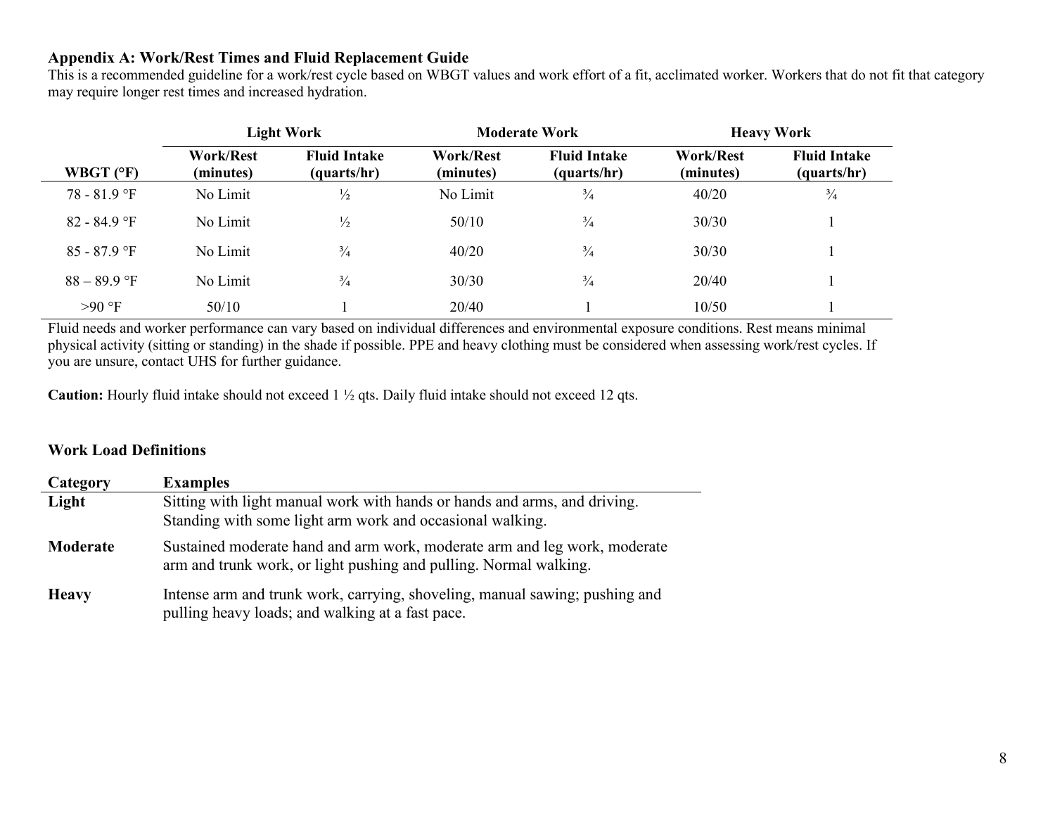### Appendix A: Work/Rest Times and Fluid Replacement Guide

This is a recommended guideline for a work/rest cycle based on WBGT values and work effort of a fit, acclimated worker. Workers that do not fit that category may require longer rest times and increased hydration.

| | Light Work | | Moderate Work | | Heavy Work | |
|---|---|---|---|---|---|---|
| **WBGT (°F)** | **Work/Rest (minutes)** | **Fluid Intake (quarts/hr)** | **Work/Rest (minutes)** | **Fluid Intake (quarts/hr)** | **Work/Rest (minutes)** | **Fluid Intake (quarts/hr)** |
| 78 - 81.9 °F | No Limit | ½ | No Limit | ¾ | 40/20 | ¾ |
| 82 - 84.9 °F | No Limit | ½ | 50/10 | ¾ | 30/30 | 1 |
| 85 - 87.9 °F | No Limit | ¾ | 40/20 | ¾ | 30/30 | 1 |
| 88 – 89.9 °F | No Limit | ¾ | 30/30 | ¾ | 20/40 | 1 |
| >90 °F | 50/10 | 1 | 20/40 | 1 | 10/50 | 1 |

Fluid needs and worker performance can vary based on individual differences and environmental exposure conditions. Rest means minimal physical activity (sitting or standing) in the shade if possible. PPE and heavy clothing must be considered when assessing work/rest cycles. If you are unsure, contact UHS for further guidance.

**Caution:** Hourly fluid intake should not exceed 1 ½ qts. Daily fluid intake should not exceed 12 qts.

### Work Load Definitions

| Category | Examples |
|---|---|
| **Light** | Sitting with light manual work with hands or hands and arms, and driving. Standing with some light arm work and occasional walking. |
| **Moderate** | Sustained moderate hand and arm work, moderate arm and leg work, moderate arm and trunk work, or light pushing and pulling. Normal walking. |
| **Heavy** | Intense arm and trunk work, carrying, shoveling, manual sawing; pushing and pulling heavy loads; and walking at a fast pace. |